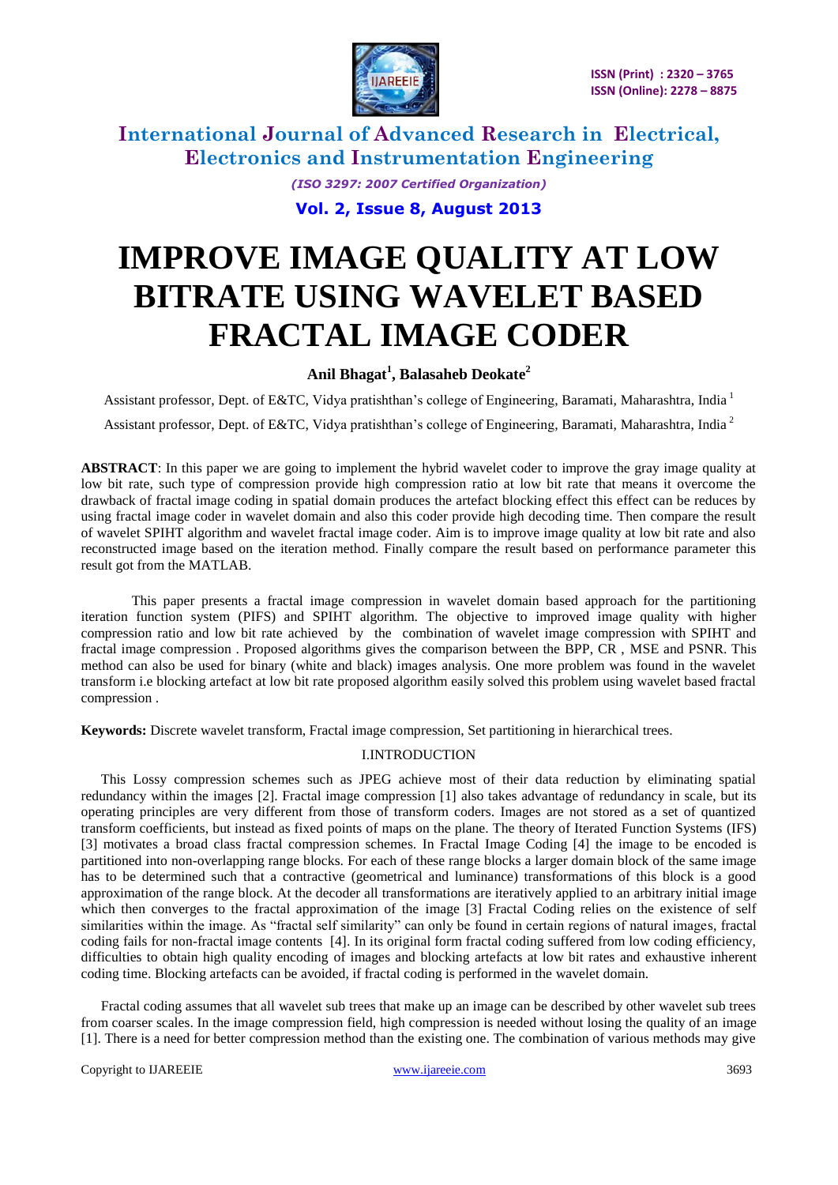# IMPROVE IMAGE QUALITY AT LOW BITRATE USING WAVELET BASED FRACTAL IMAGE CODER

**Anil Bhagat[1], Balasaheb Deokate[2]**

Assistant professor, Dept. of E&TC, Vidya pratishthan's college of Engineering, Baramati, Maharashtra, India [1]

Assistant professor, Dept. of E&TC, Vidya pratishthan's college of Engineering, Baramati, Maharashtra, India [2]

**ABSTRACT**: In this paper we are going to implement the hybrid wavelet coder to improve the gray image quality at low bit rate, such type of compression provide high compression ratio at low bit rate that means it overcome the drawback of fractal image coding in spatial domain produces the artefact blocking effect this effect can be reduces by using fractal image coder in wavelet domain and also this coder provide high decoding time. Then compare the result of wavelet SPIHT algorithm and wavelet fractal image coder. Aim is to improve image quality at low bit rate and also reconstructed image based on the iteration method. Finally compare the result based on performance parameter this result got from the MATLAB.

This paper presents a fractal image compression in wavelet domain based approach for the partitioning iteration function system (PIFS) and SPIHT algorithm. The objective to improved image quality with higher compression ratio and low bit rate achieved by the combination of wavelet image compression with SPIHT and fractal image compression . Proposed algorithms gives the comparison between the BPP, CR , MSE and PSNR. This method can also be used for binary (white and black) images analysis. One more problem was found in the wavelet transform i.e blocking artefact at low bit rate proposed algorithm easily solved this problem using wavelet based fractal compression .

**Keywords:** Discrete wavelet transform, Fractal image compression, Set partitioning in hierarchical trees.

## I.INTRODUCTION

This Lossy compression schemes such as JPEG achieve most of their data reduction by eliminating spatial redundancy within the images [2]. Fractal image compression [1] also takes advantage of redundancy in scale, but its operating principles are very different from those of transform coders. Images are not stored as a set of quantized transform coefficients, but instead as fixed points of maps on the plane. The theory of Iterated Function Systems (IFS) [3] motivates a broad class fractal compression schemes. In Fractal Image Coding [4] the image to be encoded is partitioned into non-overlapping range blocks. For each of these range blocks a larger domain block of the same image has to be determined such that a contractive (geometrical and luminance) transformations of this block is a good approximation of the range block. At the decoder all transformations are iteratively applied to an arbitrary initial image which then converges to the fractal approximation of the image [3] Fractal Coding relies on the existence of self similarities within the image. As "fractal self similarity" can only be found in certain regions of natural images, fractal coding fails for non-fractal image contents [4]. In its original form fractal coding suffered from low coding efficiency, difficulties to obtain high quality encoding of images and blocking artefacts at low bit rates and exhaustive inherent coding time. Blocking artefacts can be avoided, if fractal coding is performed in the wavelet domain.

Fractal coding assumes that all wavelet sub trees that make up an image can be described by other wavelet sub trees from coarser scales. In the image compression field, high compression is needed without losing the quality of an image [1]. There is a need for better compression method than the existing one. The combination of various methods may give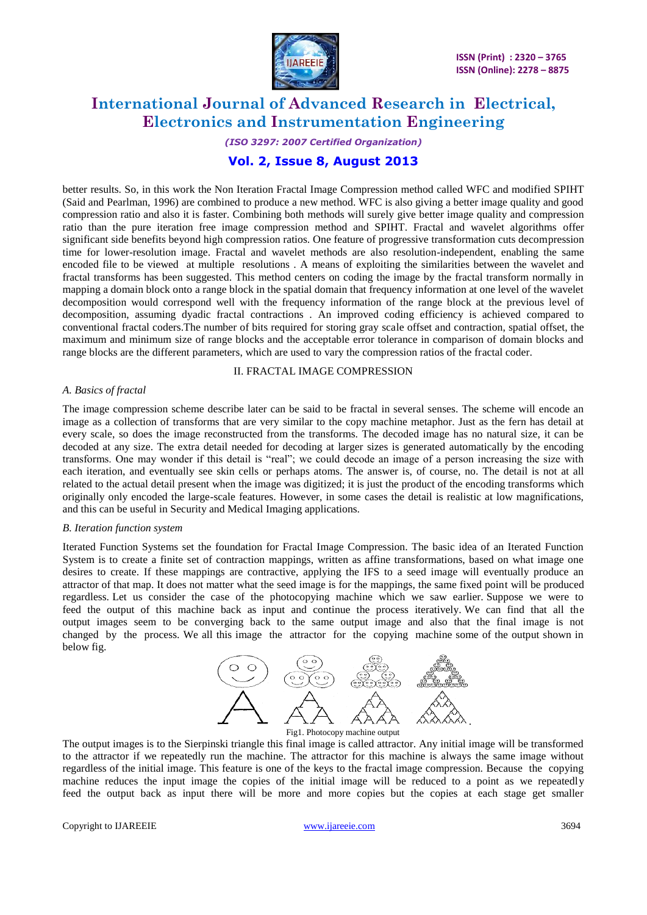better results. So, in this work the Non Iteration Fractal Image Compression method called WFC and modified SPIHT (Said and Pearlman, 1996) are combined to produce a new method. WFC is also giving a better image quality and good compression ratio and also it is faster. Combining both methods will surely give better image quality and compression ratio than the pure iteration free image compression method and SPIHT. Fractal and wavelet algorithms offer significant side benefits beyond high compression ratios. One feature of progressive transformation cuts decompression time for lower-resolution image. Fractal and wavelet methods are also resolution-independent, enabling the same encoded file to be viewed at multiple resolutions . A means of exploiting the similarities between the wavelet and fractal transforms has been suggested. This method centers on coding the image by the fractal transform normally in mapping a domain block onto a range block in the spatial domain that frequency information at one level of the wavelet decomposition would correspond well with the frequency information of the range block at the previous level of decomposition, assuming dyadic fractal contractions . An improved coding efficiency is achieved compared to conventional fractal coders.The number of bits required for storing gray scale offset and contraction, spatial offset, the maximum and minimum size of range blocks and the acceptable error tolerance in comparison of domain blocks and range blocks are the different parameters, which are used to vary the compression ratios of the fractal coder.

## II. FRACTAL IMAGE COMPRESSION

### *A. Basics of fractal*

The image compression scheme describe later can be said to be fractal in several senses. The scheme will encode an image as a collection of transforms that are very similar to the copy machine metaphor. Just as the fern has detail at every scale, so does the image reconstructed from the transforms. The decoded image has no natural size, it can be decoded at any size. The extra detail needed for decoding at larger sizes is generated automatically by the encoding transforms. One may wonder if this detail is "real"; we could decode an image of a person increasing the size with each iteration, and eventually see skin cells or perhaps atoms. The answer is, of course, no. The detail is not at all related to the actual detail present when the image was digitized; it is just the product of the encoding transforms which originally only encoded the large-scale features. However, in some cases the detail is realistic at low magnifications, and this can be useful in Security and Medical Imaging applications.

### *B. Iteration function system*

Iterated Function Systems set the foundation for Fractal Image Compression. The basic idea of an Iterated Function System is to create a finite set of contraction mappings, written as affine transformations, based on what image one desires to create. If these mappings are contractive, applying the IFS to a seed image will eventually produce an attractor of that map. It does not matter what the seed image is for the mappings, the same fixed point will be produced regardless. Let us consider the case of the photocopying machine which we saw earlier. Suppose we were to feed the output of this machine back as input and continue the process iteratively. We can find that all the output images seem to be converging back to the same output image and also that the final image is not changed by the process. We all this image the attractor for the copying machine some of the output shown in below fig.

Fig1. Photocopy machine output

The output images is to the Sierpinski triangle this final image is called attractor. Any initial image will be transformed to the attractor if we repeatedly run the machine. The attractor for this machine is always the same image without regardless of the initial image. This feature is one of the keys to the fractal image compression. Because the copying machine reduces the input image the copies of the initial image will be reduced to a point as we repeatedly feed the output back as input there will be more and more copies but the copies at each stage get smaller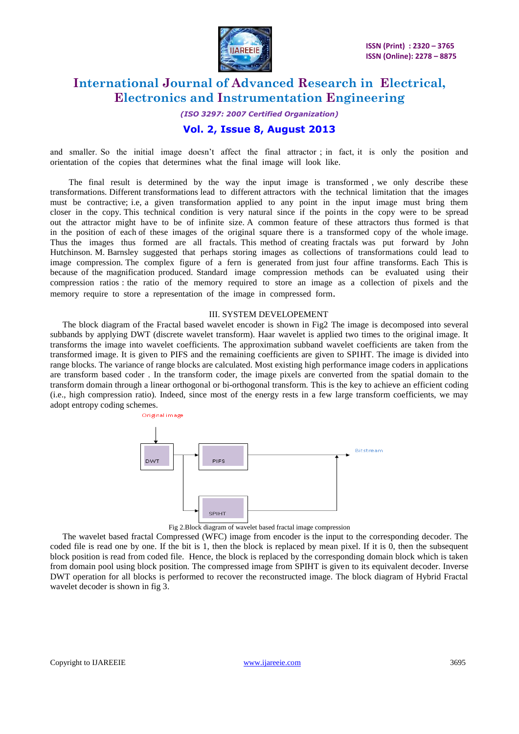and smaller. So the initial image doesn't affect the final attractor ; in fact, it is only the position and orientation of the copies that determines what the final image will look like.

The final result is determined by the way the input image is transformed , we only describe these transformations. Different transformations lead to different attractors with the technical limitation that the images must be contractive; i.e, a given transformation applied to any point in the input image must bring them closer in the copy. This technical condition is very natural since if the points in the copy were to be spread out the attractor might have to be of infinite size. A common feature of these attractors thus formed is that in the position of each of these images of the original square there is a transformed copy of the whole image. Thus the images thus formed are all fractals. This method of creating fractals was put forward by John Hutchinson. M. Barnsley suggested that perhaps storing images as collections of transformations could lead to image compression. The complex figure of a fern is generated from just four affine transforms. Each This is because of the magnification produced. Standard image compression methods can be evaluated using their compression ratios : the ratio of the memory required to store an image as a collection of pixels and the memory require to store a representation of the image in compressed form.

## III. SYSTEM DEVELOPEMENT

The block diagram of the Fractal based wavelet encoder is shown in Fig2 The image is decomposed into several subbands by applying DWT (discrete wavelet transform). Haar wavelet is applied two times to the original image. It transforms the image into wavelet coefficients. The approximation subband wavelet coefficients are taken from the transformed image. It is given to PIFS and the remaining coefficients are given to SPIHT. The image is divided into range blocks. The variance of range blocks are calculated. Most existing high performance image coders in applications are transform based coder . In the transform coder, the image pixels are converted from the spatial domain to the transform domain through a linear orthogonal or bi-orthogonal transform. This is the key to achieve an efficient coding (i.e., high compression ratio). Indeed, since most of the energy rests in a few large transform coefficients, we may adopt entropy coding schemes.

Original image

DWT

PIFS

SPIHT

Bitstream

Fig 2.Block diagram of wavelet based fractal image compression

The wavelet based fractal Compressed (WFC) image from encoder is the input to the corresponding decoder. The coded file is read one by one. If the bit is 1, then the block is replaced by mean pixel. If it is 0, then the subsequent block position is read from coded file. Hence, the block is replaced by the corresponding domain block which is taken from domain pool using block position. The compressed image from SPIHT is given to its equivalent decoder. Inverse DWT operation for all blocks is performed to recover the reconstructed image. The block diagram of Hybrid Fractal wavelet decoder is shown in fig 3.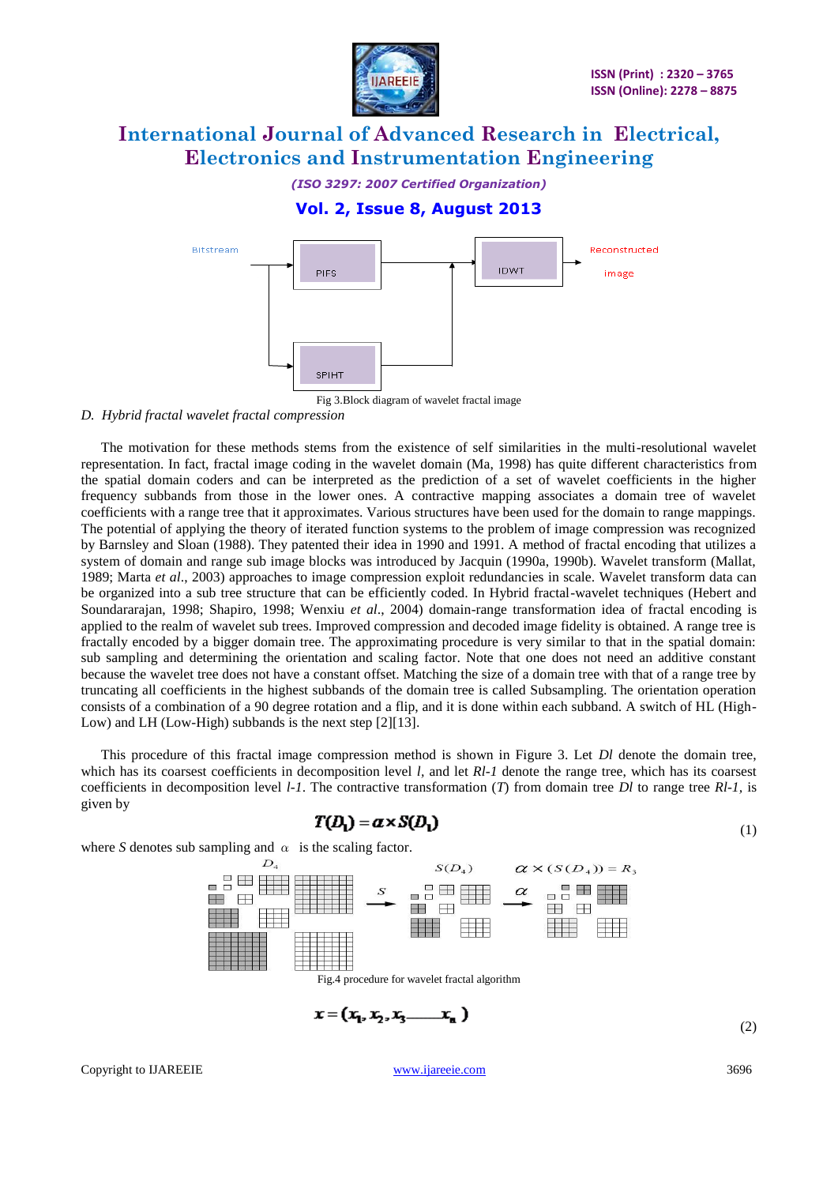Fig 3.Block diagram of wavelet fractal image

*D. Hybrid fractal wavelet fractal compression*

The motivation for these methods stems from the existence of self similarities in the multi-resolutional wavelet representation. In fact, fractal image coding in the wavelet domain (Ma, 1998) has quite different characteristics from the spatial domain coders and can be interpreted as the prediction of a set of wavelet coefficients in the higher frequency subbands from those in the lower ones. A contractive mapping associates a domain tree of wavelet coefficients with a range tree that it approximates. Various structures have been used for the domain to range mappings. The potential of applying the theory of iterated function systems to the problem of image compression was recognized by Barnsley and Sloan (1988). They patented their idea in 1990 and 1991. A method of fractal encoding that utilizes a system of domain and range sub image blocks was introduced by Jacquin (1990a, 1990b). Wavelet transform (Mallat, 1989; Marta *et al*., 2003) approaches to image compression exploit redundancies in scale. Wavelet transform data can be organized into a sub tree structure that can be efficiently coded. In Hybrid fractal-wavelet techniques (Hebert and Soundararajan, 1998; Shapiro, 1998; Wenxiu *et al*., 2004) domain-range transformation idea of fractal encoding is applied to the realm of wavelet sub trees. Improved compression and decoded image fidelity is obtained. A range tree is fractally encoded by a bigger domain tree. The approximating procedure is very similar to that in the spatial domain: sub sampling and determining the orientation and scaling factor. Note that one does not need an additive constant because the wavelet tree does not have a constant offset. Matching the size of a domain tree with that of a range tree by truncating all coefficients in the highest subbands of the domain tree is called Subsampling. The orientation operation consists of a combination of a 90 degree rotation and a flip, and it is done within each subband. A switch of HL (High-Low) and LH (Low-High) subbands is the next step [2][13].

This procedure of this fractal image compression method is shown in Figure 3. Let *Dl* denote the domain tree, which has its coarsest coefficients in decomposition level *l*, and let *Rl-1* denote the range tree, which has its coarsest coefficients in decomposition level *l-1*. The contractive transformation (*T*) from domain tree *Dl* to range tree *Rl-1*, is given by

$$T(D_l) = \alpha \times S(D_l) \tag{1}$$

where *S* denotes sub sampling and $\alpha$ is the scaling factor.

Fig.4 procedure for wavelet fractal algorithm

$$x = (x_1, x_2, x_3 \ldots\ldots x_n) \tag{2}$$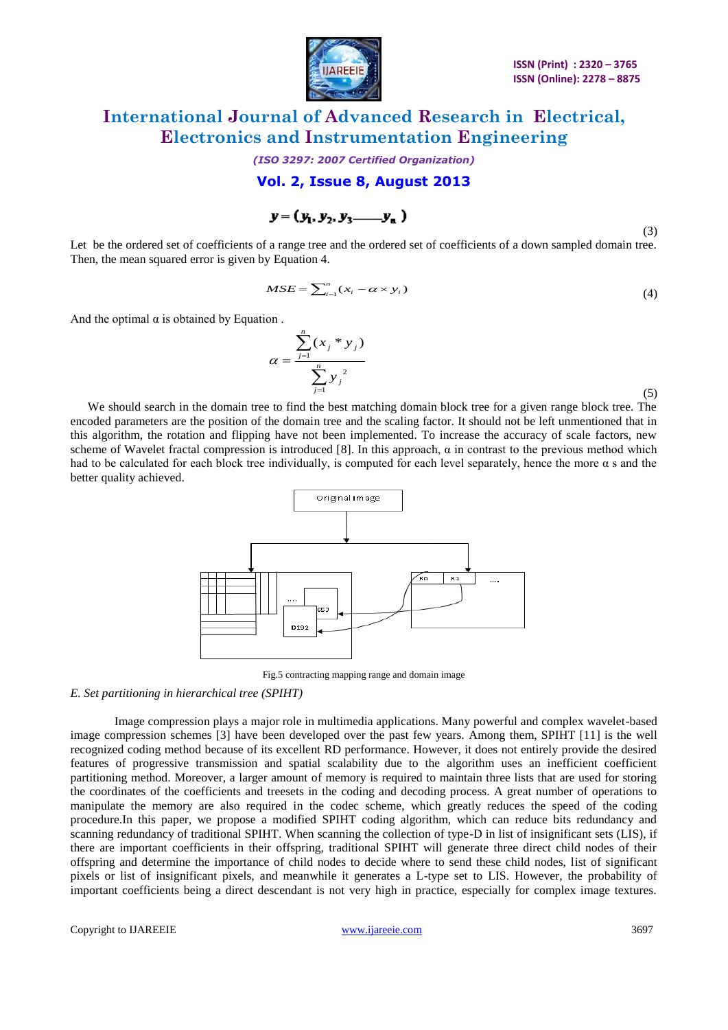$$y = (y_1, y_2, y_3 \text{——} y_n) \tag{3}$$

Let be the ordered set of coefficients of a range tree and the ordered set of coefficients of a down sampled domain tree. Then, the mean squared error is given by Equation 4.

$$MSE = \sum_{i=1}^{n} (x_i - \alpha \times y_i) \tag{4}$$

And the optimal α is obtained by Equation .

$$\alpha = \frac{\sum_{j=1}^{n} (x_j * y_j)}{\sum_{j=1}^{n} y_j^{\ 2}} \tag{5}$$

We should search in the domain tree to find the best matching domain block tree for a given range block tree. The encoded parameters are the position of the domain tree and the scaling factor. It should not be left unmentioned that in this algorithm, the rotation and flipping have not been implemented. To increase the accuracy of scale factors, new scheme of Wavelet fractal compression is introduced [8]. In this approach, α in contrast to the previous method which had to be calculated for each block tree individually, is computed for each level separately, hence the more α s and the better quality achieved.

Fig.5 contracting mapping range and domain image

*E. Set partitioning in hierarchical tree (SPIHT)*

Image compression plays a major role in multimedia applications. Many powerful and complex wavelet-based image compression schemes [3] have been developed over the past few years. Among them, SPIHT [11] is the well recognized coding method because of its excellent RD performance. However, it does not entirely provide the desired features of progressive transmission and spatial scalability due to the algorithm uses an inefficient coefficient partitioning method. Moreover, a larger amount of memory is required to maintain three lists that are used for storing the coordinates of the coefficients and treesets in the coding and decoding process. A great number of operations to manipulate the memory are also required in the codec scheme, which greatly reduces the speed of the coding procedure.In this paper, we propose a modified SPIHT coding algorithm, which can reduce bits redundancy and scanning redundancy of traditional SPIHT. When scanning the collection of type-D in list of insignificant sets (LIS), if there are important coefficients in their offspring, traditional SPIHT will generate three direct child nodes of their offspring and determine the importance of child nodes to decide where to send these child nodes, list of significant pixels or list of insignificant pixels, and meanwhile it generates a L-type set to LIS. However, the probability of important coefficients being a direct descendant is not very high in practice, especially for complex image textures.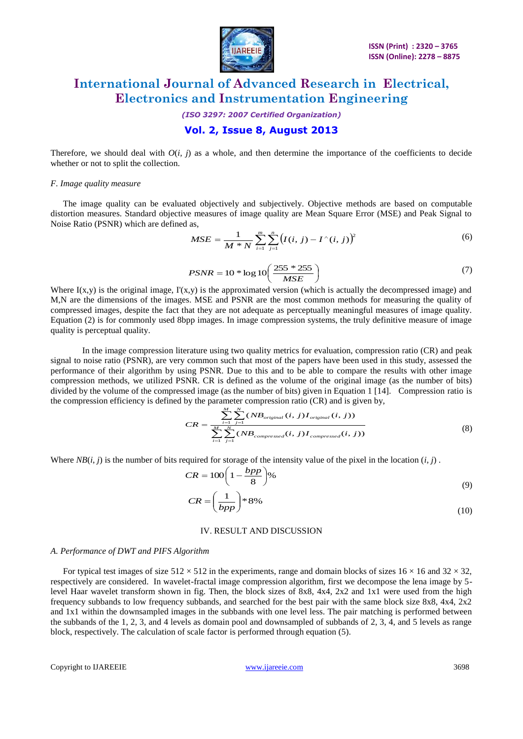Therefore, we should deal with $O(i, j)$ as a whole, and then determine the importance of the coefficients to decide whether or not to split the collection.

### *F. Image quality measure*

The image quality can be evaluated objectively and subjectively. Objective methods are based on computable distortion measures. Standard objective measures of image quality are Mean Square Error (MSE) and Peak Signal to Noise Ratio (PSNR) which are defined as,

$$MSE = \frac{1}{M * N} \sum_{i=1}^{m} \sum_{j=1}^{n} \left( I(i, j) - I^{\wedge}(i, j) \right)^2 \tag{6}$$

$$PSNR = 10 * \log 10 \left( \frac{255 * 255}{MSE} \right) \tag{7}$$

Where I(x,y) is the original image, I'(x,y) is the approximated version (which is actually the decompressed image) and M,N are the dimensions of the images. MSE and PSNR are the most common methods for measuring the quality of compressed images, despite the fact that they are not adequate as perceptually meaningful measures of image quality. Equation (2) is for commonly used 8bpp images. In image compression systems, the truly definitive measure of image quality is perceptual quality.

In the image compression literature using two quality metrics for evaluation, compression ratio (CR) and peak signal to noise ratio (PSNR), are very common such that most of the papers have been used in this study, assessed the performance of their algorithm by using PSNR. Due to this and to be able to compare the results with other image compression methods, we utilized PSNR. CR is defined as the volume of the original image (as the number of bits) divided by the volume of the compressed image (as the number of bits) given in Equation 1 [14]. Compression ratio is the compression efficiency is defined by the parameter compression ratio (CR) and is given by,

$$CR = \frac{\sum_{i=1}^{M} \sum_{j=1}^{N} (NB_{original}(i, j) I_{original}(i, j))}{\sum_{i=1}^{M} \sum_{j=1}^{N} (NB_{compressed}(i, j) I_{compressed}(i, j))} \tag{8}$$

Where $NB(i, j)$ is the number of bits required for storage of the intensity value of the pixel in the location $(i, j)$ .

$$CR = 100 \left( 1 - \frac{bpp}{8} \right) \% \tag{9}$$

$$CR = \left( \frac{1}{bpp} \right) * 8\% \tag{10}$$

## IV. RESULT AND DISCUSSION

### *A. Performance of DWT and PIFS Algorithm*

For typical test images of size 512 × 512 in the experiments, range and domain blocks of sizes 16 × 16 and 32 × 32, respectively are considered. In wavelet-fractal image compression algorithm, first we decompose the lena image by 5-level Haar wavelet transform shown in fig. Then, the block sizes of 8x8, 4x4, 2x2 and 1x1 were used from the high frequency subbands to low frequency subbands, and searched for the best pair with the same block size 8x8, 4x4, 2x2 and 1x1 within the downsampled images in the subbands with one level less. The pair matching is performed between the subbands of the 1, 2, 3, and 4 levels as domain pool and downsampled of subbands of 2, 3, 4, and 5 levels as range block, respectively. The calculation of scale factor is performed through equation (5).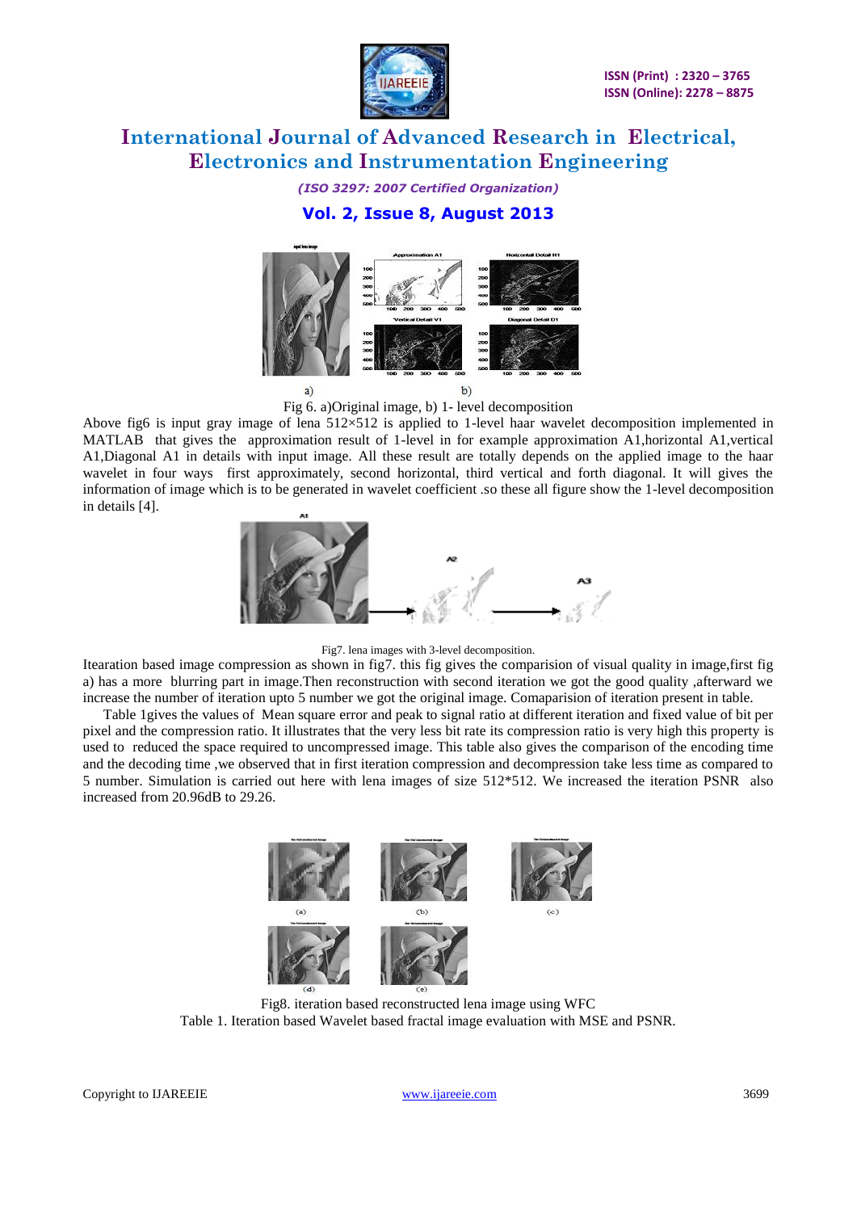Fig 6. a)Original image, b) 1- level decomposition

Above fig6 is input gray image of lena 512×512 is applied to 1-level haar wavelet decomposition implemented in MATLAB that gives the approximation result of 1-level in for example approximation A1,horizontal A1,vertical A1,Diagonal A1 in details with input image. All these result are totally depends on the applied image to the haar wavelet in four ways first approximately, second horizontal, third vertical and forth diagonal. It will gives the information of image which is to be generated in wavelet coefficient .so these all figure show the 1-level decomposition in details [4].

Fig7. lena images with 3-level decomposition.

Itearation based image compression as shown in fig7. this fig gives the comparision of visual quality in image,first fig a) has a more blurring part in image.Then reconstruction with second iteration we got the good quality ,afterward we increase the number of iteration upto 5 number we got the original image. Comaparision of iteration present in table.

Table 1gives the values of Mean square error and peak to signal ratio at different iteration and fixed value of bit per pixel and the compression ratio. It illustrates that the very less bit rate its compression ratio is very high this property is used to reduced the space required to uncompressed image. This table also gives the comparison of the encoding time and the decoding time ,we observed that in first iteration compression and decompression take less time as compared to 5 number. Simulation is carried out here with lena images of size 512*512. We increased the iteration PSNR also increased from 20.96dB to 29.26.

Fig8. iteration based reconstructed lena image using WFC

Table 1. Iteration based Wavelet based fractal image evaluation with MSE and PSNR.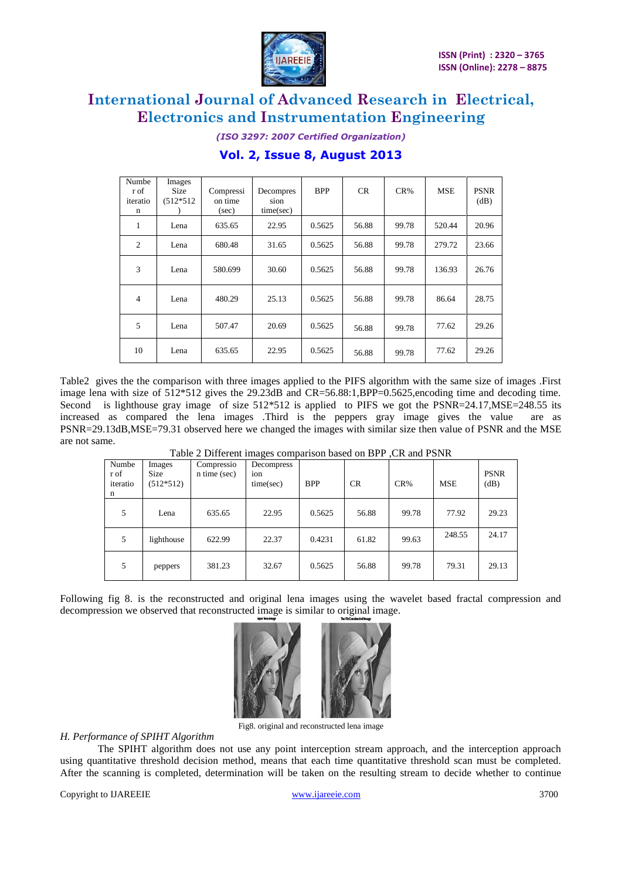| Number of iteration | Images Size (512*512) | Compression time (sec) | Decompression time(sec) | BPP | CR | CR% | MSE | PSNR (dB) |
|---|---|---|---|---|---|---|---|---|
| 1 | Lena | 635.65 | 22.95 | 0.5625 | 56.88 | 99.78 | 520.44 | 20.96 |
| 2 | Lena | 680.48 | 31.65 | 0.5625 | 56.88 | 99.78 | 279.72 | 23.66 |
| 3 | Lena | 580.699 | 30.60 | 0.5625 | 56.88 | 99.78 | 136.93 | 26.76 |
| 4 | Lena | 480.29 | 25.13 | 0.5625 | 56.88 | 99.78 | 86.64 | 28.75 |
| 5 | Lena | 507.47 | 20.69 | 0.5625 | 56.88 | 99.78 | 77.62 | 29.26 |
| 10 | Lena | 635.65 | 22.95 | 0.5625 | 56.88 | 99.78 | 77.62 | 29.26 |

Table2 gives the the comparison with three images applied to the PIFS algorithm with the same size of images .First image lena with size of 512*512 gives the 29.23dB and CR=56.88:1,BPP=0.5625,encoding time and decoding time. Second is lighthouse gray image of size 512*512 is applied to PIFS we got the PSNR=24.17,MSE=248.55 its increased as compared the lena images .Third is the peppers gray image gives the value are as PSNR=29.13dB,MSE=79.31 observed here we changed the images with similar size then value of PSNR and the MSE are not same.

Table 2 Different images comparison based on BPP ,CR and PSNR

| Number of iteration | Images Size (512*512) | Compression time (sec) | Decompression time(sec) | BPP | CR | CR% | MSE | PSNR (dB) |
|---|---|---|---|---|---|---|---|---|
| 5 | Lena | 635.65 | 22.95 | 0.5625 | 56.88 | 99.78 | 77.92 | 29.23 |
| 5 | lighthouse | 622.99 | 22.37 | 0.4231 | 61.82 | 99.63 | 248.55 | 24.17 |
| 5 | peppers | 381.23 | 32.67 | 0.5625 | 56.88 | 99.78 | 79.31 | 29.13 |

Following fig 8. is the reconstructed and original lena images using the wavelet based fractal compression and decompression we observed that reconstructed image is similar to original image.

Fig8. original and reconstructed lena image

*H. Performance of SPIHT Algorithm*

The SPIHT algorithm does not use any point interception stream approach, and the interception approach using quantitative threshold decision method, means that each time quantitative threshold scan must be completed. After the scanning is completed, determination will be taken on the resulting stream to decide whether to continue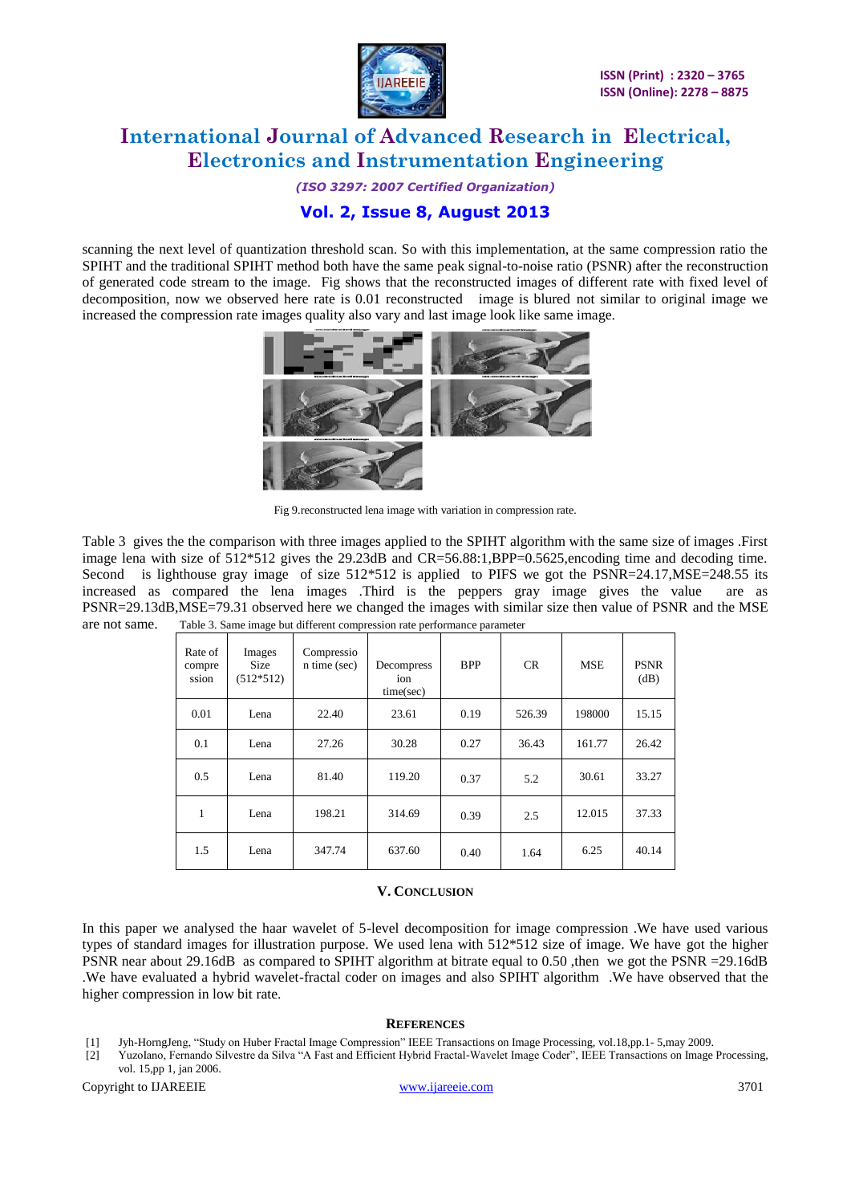scanning the next level of quantization threshold scan. So with this implementation, at the same compression ratio the SPIHT and the traditional SPIHT method both have the same peak signal-to-noise ratio (PSNR) after the reconstruction of generated code stream to the image. Fig shows that the reconstructed images of different rate with fixed level of decomposition, now we observed here rate is 0.01 reconstructed image is blured not similar to original image we increased the compression rate images quality also vary and last image look like same image.

Fig 9.reconstructed lena image with variation in compression rate.

Table 3 gives the the comparison with three images applied to the SPIHT algorithm with the same size of images .First image lena with size of 512*512 gives the 29.23dB and CR=56.88:1,BPP=0.5625,encoding time and decoding time. Second is lighthouse gray image of size 512*512 is applied to PIFS we got the PSNR=24.17,MSE=248.55 its increased as compared the lena images .Third is the peppers gray image gives the value are as PSNR=29.13dB,MSE=79.31 observed here we changed the images with similar size then value of PSNR and the MSE are not same.

Table 3. Same image but different compression rate performance parameter

| Rate of compression | Images Size (512*512) | Compression time (sec) | Decompression time(sec) | BPP | CR | MSE | PSNR (dB) |
|---|---|---|---|---|---|---|---|
| 0.01 | Lena | 22.40 | 23.61 | 0.19 | 526.39 | 198000 | 15.15 |
| 0.1 | Lena | 27.26 | 30.28 | 0.27 | 36.43 | 161.77 | 26.42 |
| 0.5 | Lena | 81.40 | 119.20 | 0.37 | 5.2 | 30.61 | 33.27 |
| 1 | Lena | 198.21 | 314.69 | 0.39 | 2.5 | 12.015 | 37.33 |
| 1.5 | Lena | 347.74 | 637.60 | 0.40 | 1.64 | 6.25 | 40.14 |

## V. CONCLUSION

In this paper we analysed the haar wavelet of 5-level decomposition for image compression .We have used various types of standard images for illustration purpose. We used lena with 512*512 size of image. We have got the higher PSNR near about 29.16dB as compared to SPIHT algorithm at bitrate equal to 0.50 ,then we got the PSNR =29.16dB .We have evaluated a hybrid wavelet-fractal coder on images and also SPIHT algorithm .We have observed that the higher compression in low bit rate.

## REFERENCES

[1] Jyh-HorngJeng, "Study on Huber Fractal Image Compression" IEEE Transactions on Image Processing, vol.18,pp.1- 5,may 2009.

[2] YuzoIano, Fernando Silvestre da Silva "A Fast and Efficient Hybrid Fractal-Wavelet Image Coder", IEEE Transactions on Image Processing, vol. 15,pp 1, jan 2006.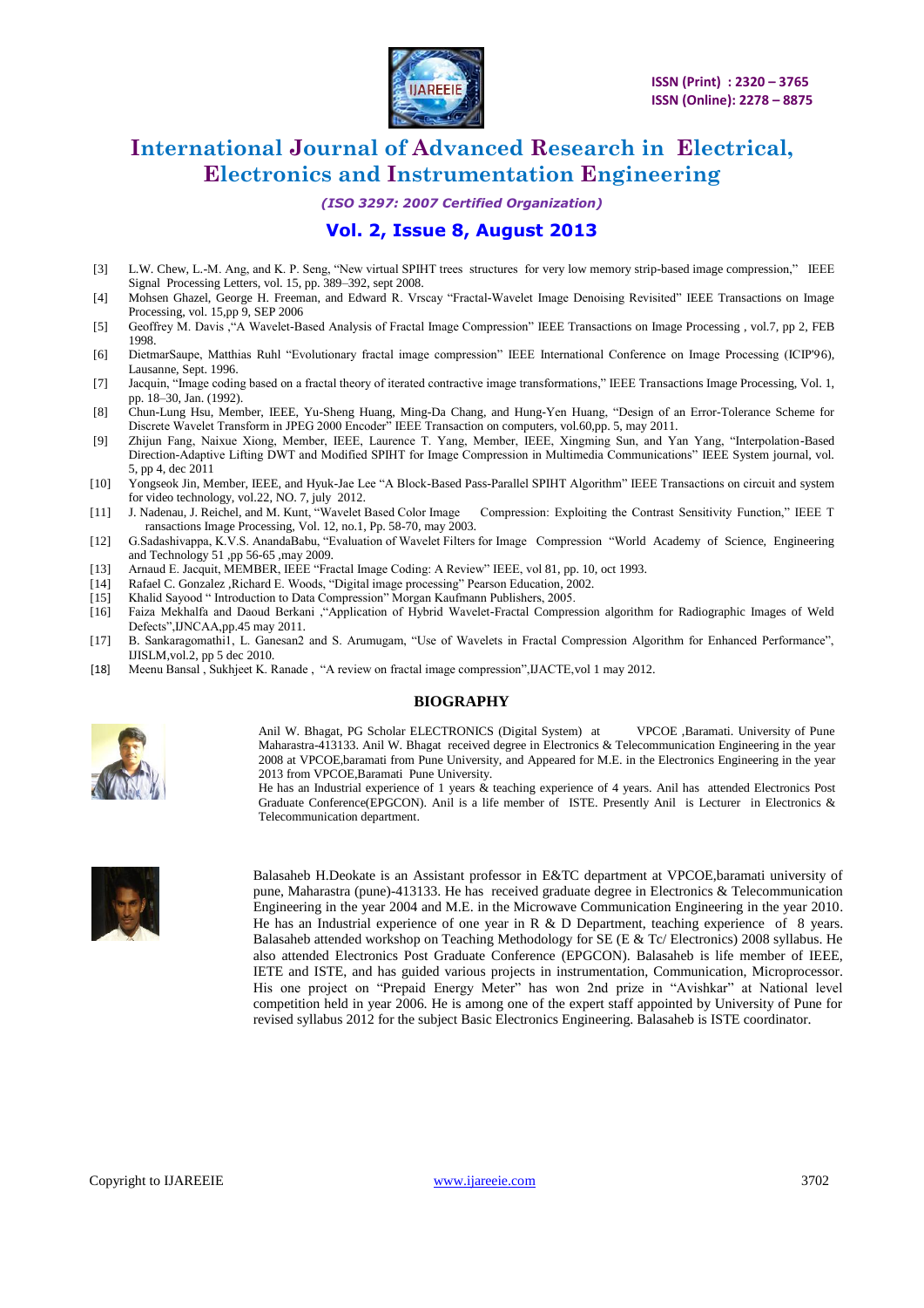[3] L.W. Chew, L.-M. Ang, and K. P. Seng, "New virtual SPIHT trees structures for very low memory strip-based image compression," IEEE Signal Processing Letters, vol. 15, pp. 389–392, sept 2008.

[4] Mohsen Ghazel, George H. Freeman, and Edward R. Vrscay "Fractal-Wavelet Image Denoising Revisited" IEEE Transactions on Image Processing, vol. 15,pp 9, SEP 2006

[5] Geoffrey M. Davis ,"A Wavelet-Based Analysis of Fractal Image Compression" IEEE Transactions on Image Processing , vol.7, pp 2, FEB 1998.

[6] DietmarSaupe, Matthias Ruhl "Evolutionary fractal image compression" IEEE International Conference on Image Processing (ICIP'96), Lausanne, Sept. 1996.

[7] Jacquin, "Image coding based on a fractal theory of iterated contractive image transformations," IEEE Transactions Image Processing, Vol. 1, pp. 18–30, Jan. (1992).

[8] Chun-Lung Hsu, Member, IEEE, Yu-Sheng Huang, Ming-Da Chang, and Hung-Yen Huang, "Design of an Error-Tolerance Scheme for Discrete Wavelet Transform in JPEG 2000 Encoder" IEEE Transaction on computers, vol.60,pp. 5, may 2011.

[9] Zhijun Fang, Naixue Xiong, Member, IEEE, Laurence T. Yang, Member, IEEE, Xingming Sun, and Yan Yang, "Interpolation-Based Direction-Adaptive Lifting DWT and Modified SPIHT for Image Compression in Multimedia Communications" IEEE System journal, vol. 5, pp 4, dec 2011

[10] Yongseok Jin, Member, IEEE, and Hyuk-Jae Lee "A Block-Based Pass-Parallel SPIHT Algorithm" IEEE Transactions on circuit and system for video technology, vol.22, NO. 7, july 2012.

[11] J. Nadenau, J. Reichel, and M. Kunt, "Wavelet Based Color Image Compression: Exploiting the Contrast Sensitivity Function," IEEE T ransactions Image Processing, Vol. 12, no.1, Pp. 58-70, may 2003.

[12] G.Sadashivappa, K.V.S. AnandaBabu, "Evaluation of Wavelet Filters for Image Compression "World Academy of Science, Engineering and Technology 51 ,pp 56-65 ,may 2009.

[13] Arnaud E. Jacquit, MEMBER, IEEE "Fractal Image Coding: A Review" IEEE, vol 81, pp. 10, oct 1993.

[14] Rafael C. Gonzalez ,Richard E. Woods, "Digital image processing" Pearson Education, 2002.

[15] Khalid Sayood " Introduction to Data Compression" Morgan Kaufmann Publishers, 2005.

[16] Faiza Mekhalfa and Daoud Berkani ,"Application of Hybrid Wavelet-Fractal Compression algorithm for Radiographic Images of Weld Defects",IJNCAA,pp.45 may 2011.

[17] B. Sankaragomathi1, L. Ganesan2 and S. Arumugam, "Use of Wavelets in Fractal Compression Algorithm for Enhanced Performance", IJISLM,vol.2, pp 5 dec 2010.

[18] Meenu Bansal , Sukhjeet K. Ranade , "A review on fractal image compression",IJACTE,vol 1 may 2012.

## BIOGRAPHY

Anil W. Bhagat, PG Scholar ELECTRONICS (Digital System) at VPCOE ,Baramati. University of Pune Maharastra-413133. Anil W. Bhagat received degree in Electronics & Telecommunication Engineering in the year 2008 at VPCOE,baramati from Pune University, and Appeared for M.E. in the Electronics Engineering in the year 2013 from VPCOE,Baramati Pune University.

He has an Industrial experience of 1 years & teaching experience of 4 years. Anil has attended Electronics Post Graduate Conference(EPGCON). Anil is a life member of ISTE. Presently Anil is Lecturer in Electronics & Telecommunication department.

Balasaheb H.Deokate is an Assistant professor in E&TC department at VPCOE,baramati university of pune, Maharashtra (pune)-413133. He has received graduate degree in Electronics & Telecommunication Engineering in the year 2004 and M.E. in the Microwave Communication Engineering in the year 2010. He has an Industrial experience of one year in R & D Department, teaching experience of 8 years. Balasaheb attended workshop on Teaching Methodology for SE (E & Tc/ Electronics) 2008 syllabus. He also attended Electronics Post Graduate Conference (EPGCON). Balasaheb is life member of IEEE, IETE and ISTE, and has guided various projects in instrumentation, Communication, Microprocessor. His one project on "Prepaid Energy Meter" has won 2nd prize in "Avishkar" at National level competition held in year 2006. He is among one of the expert staff appointed by University of Pune for revised syllabus 2012 for the subject Basic Electronics Engineering. Balasaheb is ISTE coordinator.